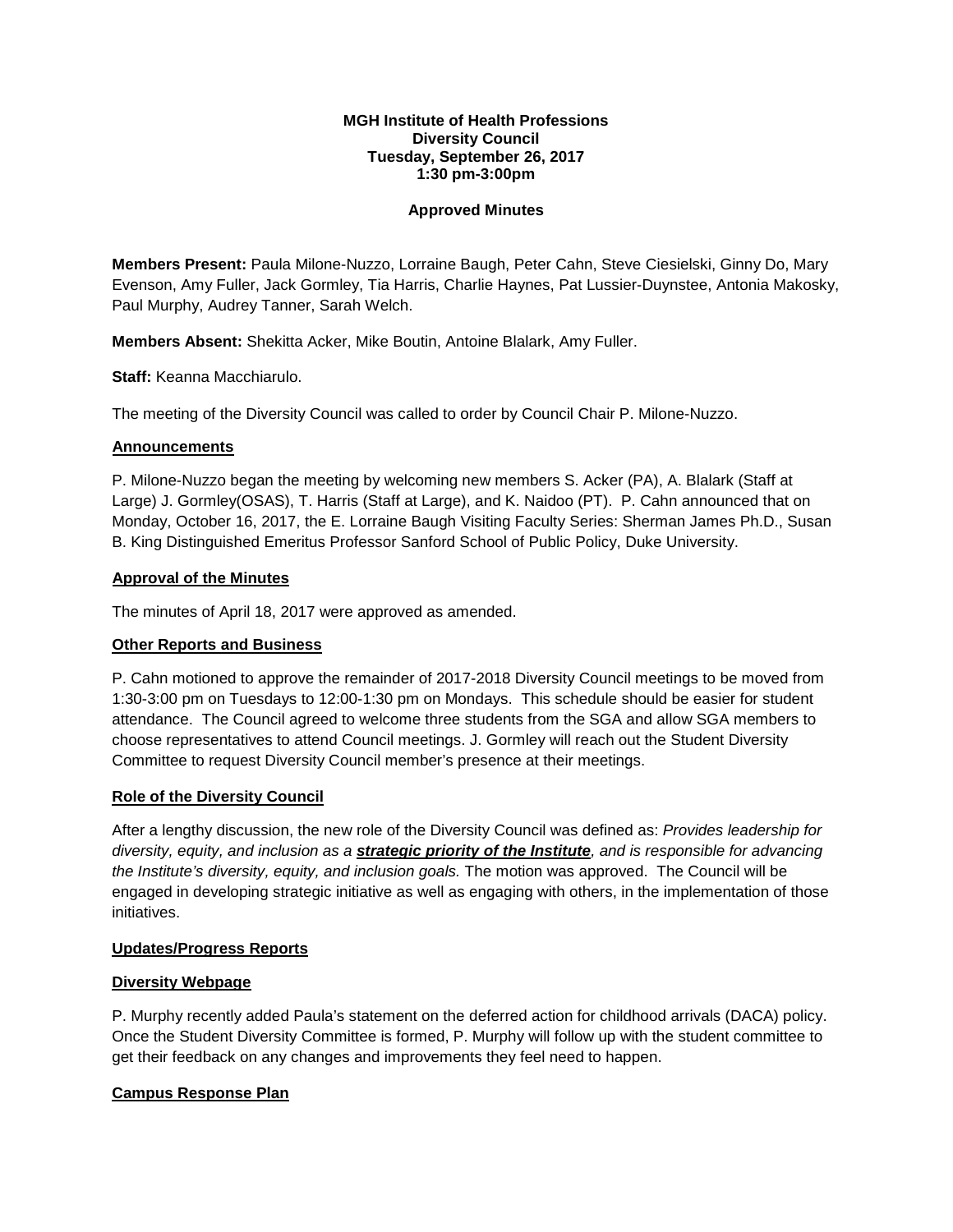**MGH Institute of Health Professions**
**Diversity Council**
**Tuesday, September 26, 2017**
**1:30 pm-3:00pm**

**Approved Minutes**

**Members Present:** Paula Milone-Nuzzo, Lorraine Baugh, Peter Cahn, Steve Ciesielski, Ginny Do, Mary Evenson, Amy Fuller, Jack Gormley, Tia Harris, Charlie Haynes, Pat Lussier-Duynstee, Antonia Makosky, Paul Murphy, Audrey Tanner, Sarah Welch.

**Members Absent:** Shekitta Acker, Mike Boutin, Antoine Blalark, Amy Fuller.

**Staff:** Keanna Macchiarulo.

The meeting of the Diversity Council was called to order by Council Chair P. Milone-Nuzzo.

**<u>Announcements</u>**

P. Milone-Nuzzo began the meeting by welcoming new members S. Acker (PA), A. Blalark (Staff at Large) J. Gormley(OSAS), T. Harris (Staff at Large), and K. Naidoo (PT). P. Cahn announced that on Monday, October 16, 2017, the E. Lorraine Baugh Visiting Faculty Series: Sherman James Ph.D., Susan B. King Distinguished Emeritus Professor Sanford School of Public Policy, Duke University.

**<u>Approval of the Minutes</u>**

The minutes of April 18, 2017 were approved as amended.

**<u>Other Reports and Business</u>**

P. Cahn motioned to approve the remainder of 2017-2018 Diversity Council meetings to be moved from 1:30-3:00 pm on Tuesdays to 12:00-1:30 pm on Mondays. This schedule should be easier for student attendance. The Council agreed to welcome three students from the SGA and allow SGA members to choose representatives to attend Council meetings. J. Gormley will reach out the Student Diversity Committee to request Diversity Council member's presence at their meetings.

**<u>Role of the Diversity Council</u>**

After a lengthy discussion, the new role of the Diversity Council was defined as: *Provides leadership for diversity, equity, and inclusion as a **<u>strategic priority of the Institute</u>**, and is responsible for advancing the Institute's diversity, equity, and inclusion goals.* The motion was approved. The Council will be engaged in developing strategic initiative as well as engaging with others, in the implementation of those initiatives.

**<u>Updates/Progress Reports</u>**

**<u>Diversity Webpage</u>**

P. Murphy recently added Paula's statement on the deferred action for childhood arrivals (DACA) policy. Once the Student Diversity Committee is formed, P. Murphy will follow up with the student committee to get their feedback on any changes and improvements they feel need to happen.

**<u>Campus Response Plan</u>**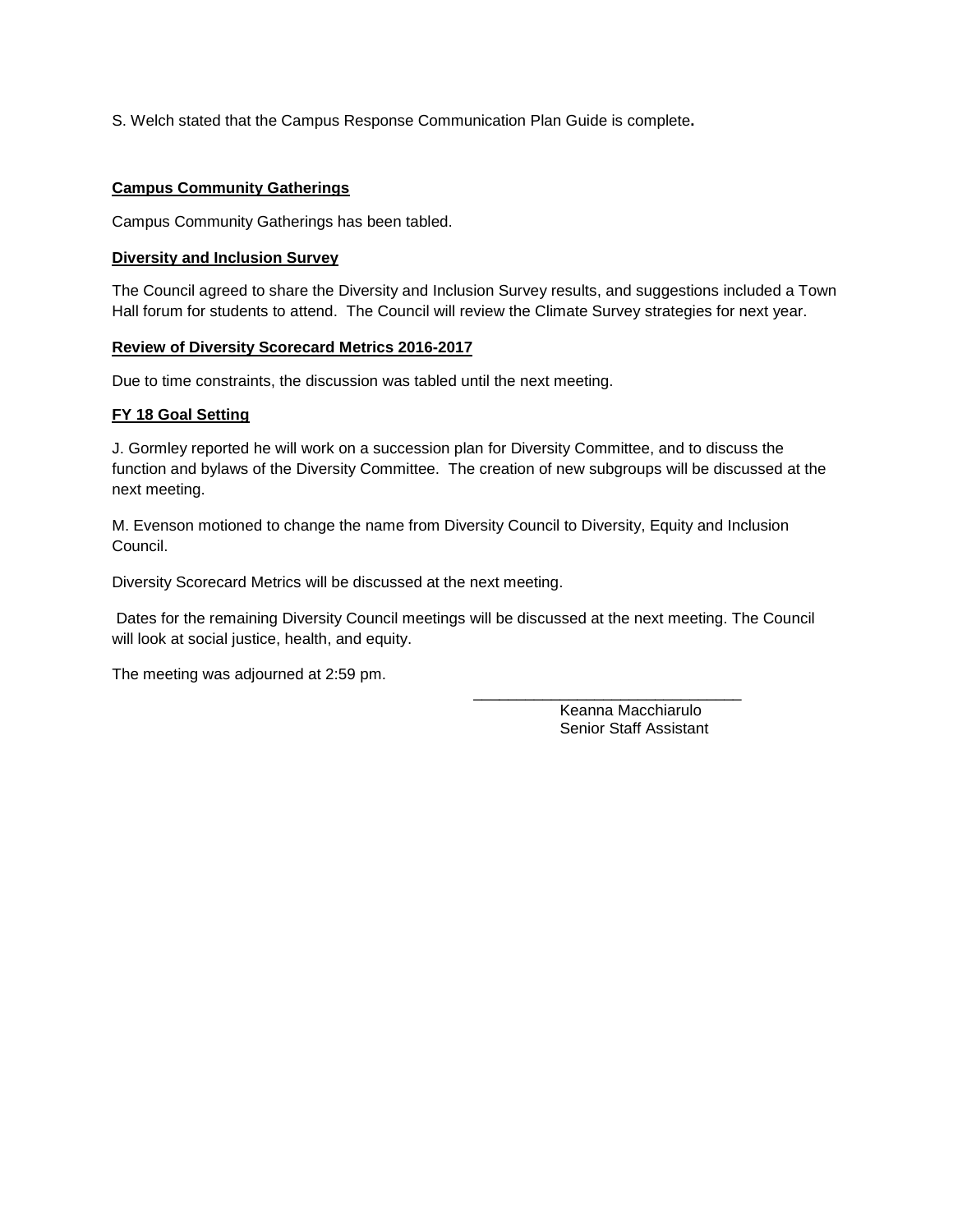S. Welch stated that the Campus Response Communication Plan Guide is complete**.**

**Campus Community Gatherings**

Campus Community Gatherings has been tabled.

**Diversity and Inclusion Survey**

The Council agreed to share the Diversity and Inclusion Survey results, and suggestions included a Town Hall forum for students to attend. The Council will review the Climate Survey strategies for next year.

**Review of Diversity Scorecard Metrics 2016-2017**

Due to time constraints, the discussion was tabled until the next meeting.

**FY 18 Goal Setting**

J. Gormley reported he will work on a succession plan for Diversity Committee, and to discuss the function and bylaws of the Diversity Committee. The creation of new subgroups will be discussed at the next meeting.

M. Evenson motioned to change the name from Diversity Council to Diversity, Equity and Inclusion Council.

Diversity Scorecard Metrics will be discussed at the next meeting.

Dates for the remaining Diversity Council meetings will be discussed at the next meeting. The Council will look at social justice, health, and equity.

The meeting was adjourned at 2:59 pm.

\_\_\_\_\_\_\_\_\_\_\_\_\_\_\_\_\_\_\_\_\_\_\_\_\_\_\_\_\_\_\_

Keanna Macchiarulo
Senior Staff Assistant